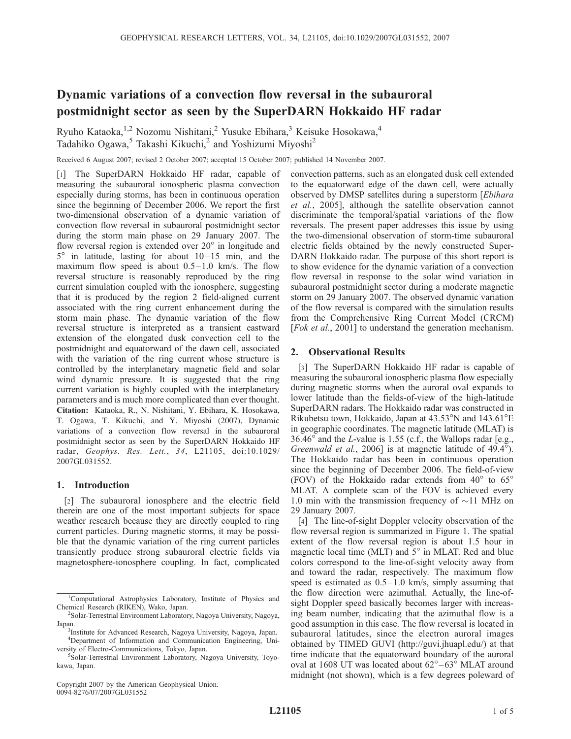# Dynamic variations of a convection flow reversal in the subauroral postmidnight sector as seen by the SuperDARN Hokkaido HF radar

Ryuho Kataoka,[1,2] Nozomu Nishitani,[2] Yusuke Ebihara,[3] Keisuke Hosokawa,[4] Tadahiko Ogawa,[5] Takashi Kikuchi,[2] and Yoshizumi Miyoshi[2]

Received 6 August 2007; revised 2 October 2007; accepted 15 October 2007; published 14 November 2007.

[1] The SuperDARN Hokkaido HF radar, capable of measuring the subauroral ionospheric plasma convection especially during storms, has been in continuous operation since the beginning of December 2006. We report the first two-dimensional observation of a dynamic variation of convection flow reversal in subauroral postmidnight sector during the storm main phase on 29 January 2007. The flow reversal region is extended over 20° in longitude and 5° in latitude, lasting for about 10–15 min, and the maximum flow speed is about 0.5–1.0 km/s. The flow reversal structure is reasonably reproduced by the ring current simulation coupled with the ionosphere, suggesting that it is produced by the region 2 field-aligned current associated with the ring current enhancement during the storm main phase. The dynamic variation of the flow reversal structure is interpreted as a transient eastward extension of the elongated dusk convection cell to the postmidnight and equatorward of the dawn cell, associated with the variation of the ring current whose structure is controlled by the interplanetary magnetic field and solar wind dynamic pressure. It is suggested that the ring current variation is highly coupled with the interplanetary parameters and is much more complicated than ever thought. **Citation:** Kataoka, R., N. Nishitani, Y. Ebihara, K. Hosokawa, T. Ogawa, T. Kikuchi, and Y. Miyoshi (2007), Dynamic variations of a convection flow reversal in the subauroral postmidnight sector as seen by the SuperDARN Hokkaido HF radar, *Geophys. Res. Lett.*, *34*, L21105, doi:10.1029/2007GL031552.

## 1. Introduction

[2] The subauroral ionosphere and the electric field therein are one of the most important subjects for space weather research because they are directly coupled to ring current particles. During magnetic storms, it may be possible that the dynamic variation of the ring current particles transiently produce strong subauroral electric fields via magnetosphere-ionosphere coupling. In fact, complicated convection patterns, such as an elongated dusk cell extended to the equatorward edge of the dawn cell, were actually observed by DMSP satellites during a superstorm [*Ebihara et al.*, 2005], although the satellite observation cannot discriminate the temporal/spatial variations of the flow reversals. The present paper addresses this issue by using the two-dimensional observation of storm-time subauroral electric fields obtained by the newly constructed SuperDARN Hokkaido radar. The purpose of this short report is to show evidence for the dynamic variation of a convection flow reversal in response to the solar wind variation in subauroral postmidnight sector during a moderate magnetic storm on 29 January 2007. The observed dynamic variation of the flow reversal is compared with the simulation results from the Comprehensive Ring Current Model (CRCM) [*Fok et al.*, 2001] to understand the generation mechanism.

## 2. Observational Results

[3] The SuperDARN Hokkaido HF radar is capable of measuring the subauroral ionospheric plasma flow especially during magnetic storms when the auroral oval expands to lower latitude than the fields-of-view of the high-latitude SuperDARN radars. The Hokkaido radar was constructed in Rikubetsu town, Hokkaido, Japan at 43.53°N and 143.61°E in geographic coordinates. The magnetic latitude (MLAT) is 36.46° and the *L*-value is 1.55 (c.f., the Wallops radar [e.g., *Greenwald et al.*, 2006] is at magnetic latitude of 49.4°). The Hokkaido radar has been in continuous operation since the beginning of December 2006. The field-of-view (FOV) of the Hokkaido radar extends from 40° to 65° MLAT. A complete scan of the FOV is achieved every 1.0 min with the transmission frequency of ~11 MHz on 29 January 2007.

[4] The line-of-sight Doppler velocity observation of the flow reversal region is summarized in Figure 1. The spatial extent of the flow reversal region is about 1.5 hour in magnetic local time (MLT) and 5° in MLAT. Red and blue colors correspond to the line-of-sight velocity away from and toward the radar, respectively. The maximum flow speed is estimated as 0.5–1.0 km/s, simply assuming that the flow direction were azimuthal. Actually, the line-of-sight Doppler speed basically becomes larger with increasing beam number, indicating that the azimuthal flow is a good assumption in this case. The flow reversal is located in subauroral latitudes, since the electron auroral images obtained by TIMED GUVI (http://guvi.jhuapl.edu/) at that time indicate that the equatorward boundary of the auroral oval at 1608 UT was located about 62°–63° MLAT around midnight (not shown), which is a few degrees poleward of

[1]Computational Astrophysics Laboratory, Institute of Physics and Chemical Research (RIKEN), Wako, Japan.
[2]Solar-Terrestrial Environment Laboratory, Nagoya University, Nagoya, Japan.
[3]Institute for Advanced Research, Nagoya University, Nagoya, Japan.
[4]Department of Information and Communication Engineering, University of Electro-Communications, Tokyo, Japan.
[5]Solar-Terrestrial Environment Laboratory, Nagoya University, Toyokawa, Japan.

Copyright 2007 by the American Geophysical Union.
0094-8276/07/2007GL031552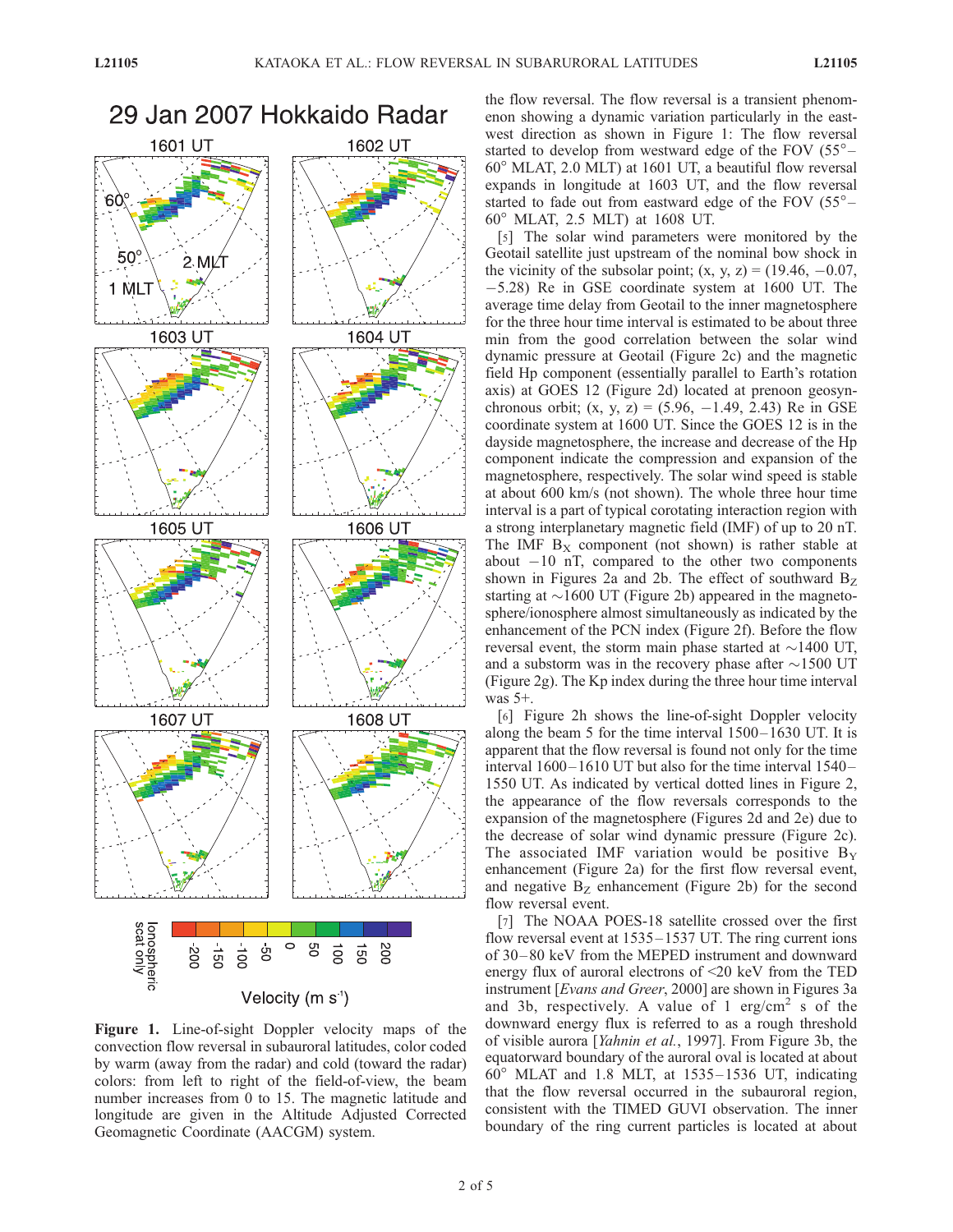**Figure 1.** Line-of-sight Doppler velocity maps of the convection flow reversal in subauroral latitudes, color coded by warm (away from the radar) and cold (toward the radar) colors: from left to right of the field-of-view, the beam number increases from 0 to 15. The magnetic latitude and longitude are given in the Altitude Adjusted Corrected Geomagnetic Coordinate (AACGM) system.

the flow reversal. The flow reversal is a transient phenomenon showing a dynamic variation particularly in the east-west direction as shown in Figure 1: The flow reversal started to develop from westward edge of the FOV (55°–60° MLAT, 2.0 MLT) at 1601 UT, a beautiful flow reversal expands in longitude at 1603 UT, and the flow reversal started to fade out from eastward edge of the FOV (55°–60° MLAT, 2.5 MLT) at 1608 UT.

[5] The solar wind parameters were monitored by the Geotail satellite just upstream of the nominal bow shock in the vicinity of the subsolar point; (x, y, z) = (19.46, −0.07, −5.28) Re in GSE coordinate system at 1600 UT. The average time delay from Geotail to the inner magnetosphere for the three hour time interval is estimated to be about three min from the good correlation between the solar wind dynamic pressure at Geotail (Figure 2c) and the magnetic field Hp component (essentially parallel to Earth's rotation axis) at GOES 12 (Figure 2d) located at prenoon geosynchronous orbit; (x, y, z) = (5.96, −1.49, 2.43) Re in GSE coordinate system at 1600 UT. Since the GOES 12 is in the dayside magnetosphere, the increase and decrease of the Hp component indicate the compression and expansion of the magnetosphere, respectively. The solar wind speed is stable at about 600 km/s (not shown). The whole three hour time interval is a part of typical corotating interaction region with a strong interplanetary magnetic field (IMF) of up to 20 nT. The IMF $B_X$ component (not shown) is rather stable at about −10 nT, compared to the other two components shown in Figures 2a and 2b. The effect of southward $B_Z$ starting at ~1600 UT (Figure 2b) appeared in the magnetosphere/ionosphere almost simultaneously as indicated by the enhancement of the PCN index (Figure 2f). Before the flow reversal event, the storm main phase started at ~1400 UT, and a substorm was in the recovery phase after ~1500 UT (Figure 2g). The Kp index during the three hour time interval was 5+.

[6] Figure 2h shows the line-of-sight Doppler velocity along the beam 5 for the time interval 1500–1630 UT. It is apparent that the flow reversal is found not only for the time interval 1600–1610 UT but also for the time interval 1540–1550 UT. As indicated by vertical dotted lines in Figure 2, the appearance of the flow reversals corresponds to the expansion of the magnetosphere (Figures 2d and 2e) due to the decrease of solar wind dynamic pressure (Figure 2c). The associated IMF variation would be positive $B_Y$ enhancement (Figure 2a) for the first flow reversal event, and negative $B_Z$ enhancement (Figure 2b) for the second flow reversal event.

[7] The NOAA POES-18 satellite crossed over the first flow reversal event at 1535–1537 UT. The ring current ions of 30–80 keV from the MEPED instrument and downward energy flux of auroral electrons of <20 keV from the TED instrument [*Evans and Greer*, 2000] are shown in Figures 3a and 3b, respectively. A value of 1 erg/cm$^2$ s of the downward energy flux is referred to as a rough threshold of visible aurora [*Yahnin et al.*, 1997]. From Figure 3b, the equatorward boundary of the auroral oval is located at about 60° MLAT and 1.8 MLT, at 1535–1536 UT, indicating that the flow reversal occurred in the subauroral region, consistent with the TIMED GUVI observation. The inner boundary of the ring current particles is located at about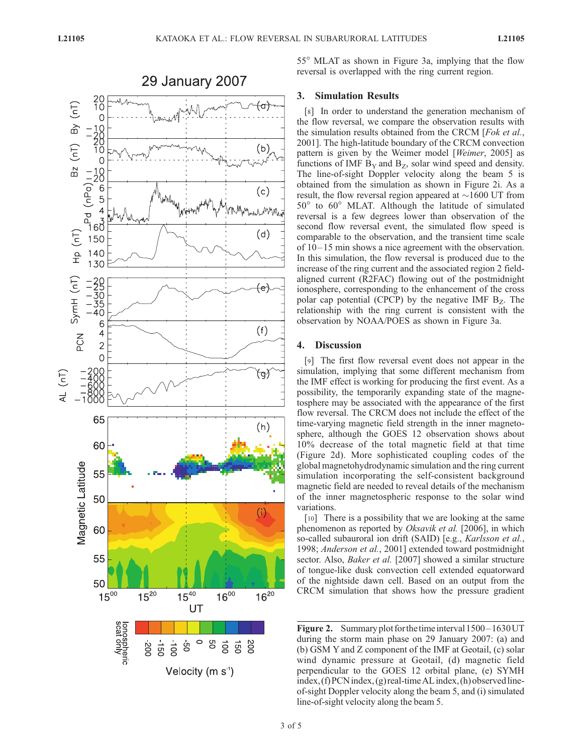55° MLAT as shown in Figure 3a, implying that the flow reversal is overlapped with the ring current region.

## 3. Simulation Results

[8] In order to understand the generation mechanism of the flow reversal, we compare the observation results with the simulation results obtained from the CRCM [*Fok et al.*, 2001]. The high-latitude boundary of the CRCM convection pattern is given by the Weimer model [*Weimer*, 2005] as functions of IMF $B_Y$ and $B_Z$, solar wind speed and density. The line-of-sight Doppler velocity along the beam 5 is obtained from the simulation as shown in Figure 2i. As a result, the flow reversal region appeared at ~1600 UT from 50° to 60° MLAT. Although the latitude of simulated reversal is a few degrees lower than observation of the second flow reversal event, the simulated flow speed is comparable to the observation, and the transient time scale of 10–15 min shows a nice agreement with the observation. In this simulation, the flow reversal is produced due to the increase of the ring current and the associated region 2 field-aligned current (R2FAC) flowing out of the postmidnight ionosphere, corresponding to the enhancement of the cross polar cap potential (CPCP) by the negative IMF $B_Z$. The relationship with the ring current is consistent with the observation by NOAA/POES as shown in Figure 3a.

## 4. Discussion

[9] The first flow reversal event does not appear in the simulation, implying that some different mechanism from the IMF effect is working for producing the first event. As a possibility, the temporarily expanding state of the magnetosphere may be associated with the appearance of the first flow reversal. The CRCM does not include the effect of the time-varying magnetic field strength in the inner magnetosphere, although the GOES 12 observation shows about 10% decrease of the total magnetic field at that time (Figure 2d). More sophisticated coupling codes of the global magnetohydrodynamic simulation and the ring current simulation incorporating the self-consistent background magnetic field are needed to reveal details of the mechanism of the inner magnetospheric response to the solar wind variations.

[10] There is a possibility that we are looking at the same phenomenon as reported by *Oksavik et al.* [2006], in which so-called subauroral ion drift (SAID) [e.g., *Karlsson et al.*, 1998; *Anderson et al.*, 2001] extended toward postmidnight sector. Also, *Baker et al.* [2007] showed a similar structure of tongue-like dusk convection cell extended equatorward of the nightside dawn cell. Based on an output from the CRCM simulation that shows how the pressure gradient

**Figure 2.** Summary plot for the time interval 1500–1630 UT during the storm main phase on 29 January 2007: (a) and (b) GSM Y and Z component of the IMF at Geotail, (c) solar wind dynamic pressure at Geotail, (d) magnetic field perpendicular to the GOES 12 orbital plane, (e) SYMH index, (f) PCN index, (g) real-time AL index, (h) observed line-of-sight Doppler velocity along the beam 5, and (i) simulated line-of-sight velocity along the beam 5.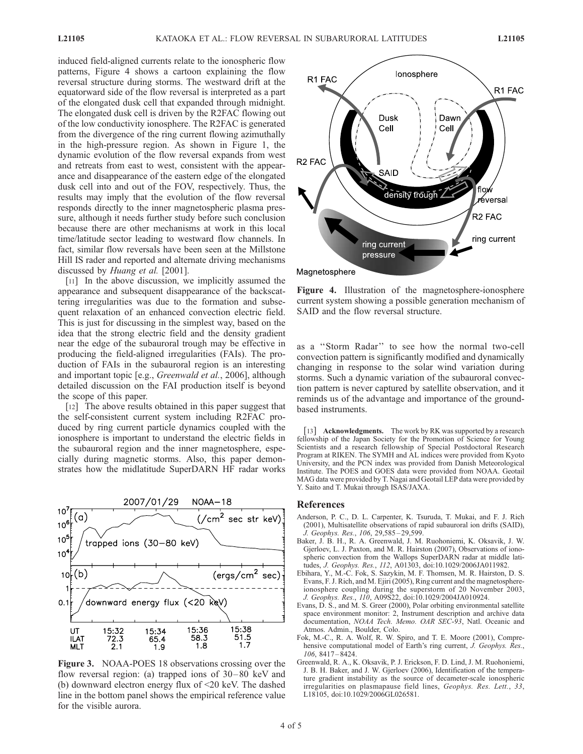induced field-aligned currents relate to the ionospheric flow patterns, Figure 4 shows a cartoon explaining the flow reversal structure during storms. The westward drift at the equatorward side of the flow reversal is interpreted as a part of the elongated dusk cell that expanded through midnight. The elongated dusk cell is driven by the R2FAC flowing out of the low conductivity ionosphere. The R2FAC is generated from the divergence of the ring current flowing azimuthally in the high-pressure region. As shown in Figure 1, the dynamic evolution of the flow reversal expands from west and retreats from east to west, consistent with the appearance and disappearance of the eastern edge of the elongated dusk cell into and out of the FOV, respectively. Thus, the results may imply that the evolution of the flow reversal responds directly to the inner magnetospheric plasma pressure, although it needs further study before such conclusion because there are other mechanisms at work in this local time/latitude sector leading to westward flow channels. In fact, similar flow reversals have been seen at the Millstone Hill IS rader and reported and alternate driving mechanisms discussed by *Huang et al.* [2001].

[11] In the above discussion, we implicitly assumed the appearance and subsequent disappearance of the backscattering irregularities was due to the formation and subsequent relaxation of an enhanced convection electric field. This is just for discussing in the simplest way, based on the idea that the strong electric field and the density gradient near the edge of the subauroral trough may be effective in producing the field-aligned irregularities (FAIs). The production of FAIs in the subauroral region is an interesting and important topic [e.g., *Greenwald et al.*, 2006], although detailed discussion on the FAI production itself is beyond the scope of this paper.

[12] The above results obtained in this paper suggest that the self-consistent current system including R2FAC produced by ring current particle dynamics coupled with the ionosphere is important to understand the electric fields in the subauroral region and the inner magnetosphere, especially during magnetic storms. Also, this paper demonstrates how the midlatitude SuperDARN HF radar works as a ''Storm Radar'' to see how the normal two-cell convection pattern is significantly modified and dynamically changing in response to the solar wind variation during storms. Such a dynamic variation of the subauroral convection pattern is never captured by satellite observation, and it reminds us of the advantage and importance of the ground-based instruments.

**Figure 3.** NOAA-POES 18 observations crossing over the flow reversal region: (a) trapped ions of 30–80 keV and (b) downward electron energy flux of <20 keV. The dashed line in the bottom panel shows the empirical reference value for the visible aurora.

**Figure 4.** Illustration of the magnetosphere-ionosphere current system showing a possible generation mechanism of SAID and the flow reversal structure.

[13] **Acknowledgments.** The work by RK was supported by a research fellowship of the Japan Society for the Promotion of Science for Young Scientists and a research fellowship of Special Postdoctoral Research Program at RIKEN. The SYMH and AL indices were provided from Kyoto University, and the PCN index was provided from Danish Meteorological Institute. The POES and GOES data were provided from NOAA. Geotail MAG data were provided by T. Nagai and Geotail LEP data were provided by Y. Saito and T. Mukai through ISAS/JAXA.

## References

Anderson, P. C., D. L. Carpenter, K. Tsuruda, T. Mukai, and F. J. Rich (2001), Multisatellite observations of rapid subauroral ion drifts (SAID), *J. Geophys. Res.*, *106*, 29,585–29,599.

Baker, J. B. H., R. A. Greenwald, J. M. Ruohoniemi, K. Oksavik, J. W. Gjerloev, L. J. Paxton, and M. R. Hairston (2007), Observations of ionospheric convection from the Wallops SuperDARN radar at middle latitudes, *J. Geophys. Res.*, *112*, A01303, doi:10.1029/2006JA011982.

Ebihara, Y., M.-C. Fok, S. Sazykin, M. F. Thomsen, M. R. Hairston, D. S. Evans, F. J. Rich, and M. Ejiri (2005), Ring current and the magnetosphere-ionosphere coupling during the superstorm of 20 November 2003, *J. Geophys. Res.*, *110*, A09S22, doi:10.1029/2004JA010924.

Evans, D. S., and M. S. Greer (2000), Polar orbiting environmental satellite space environment monitor: 2, Instrument description and archive data documentation, *NOAA Tech. Memo. OAR SEC-93*, Natl. Oceanic and Atmos. Admin., Boulder, Colo.

Fok, M.-C., R. A. Wolf, R. W. Spiro, and T. E. Moore (2001), Comprehensive computational model of Earth's ring current, *J. Geophys. Res.*, *106*, 8417–8424.

Greenwald, R. A., K. Oksavik, P. J. Erickson, F. D. Lind, J. M. Ruohoniemi, J. B. H. Baker, and J. W. Gjerloev (2006), Identification of the temperature gradient instability as the source of decameter-scale ionospheric irregularities on plasmapause field lines, *Geophys. Res. Lett.*, *33*, L18105, doi:10.1029/2006GL026581.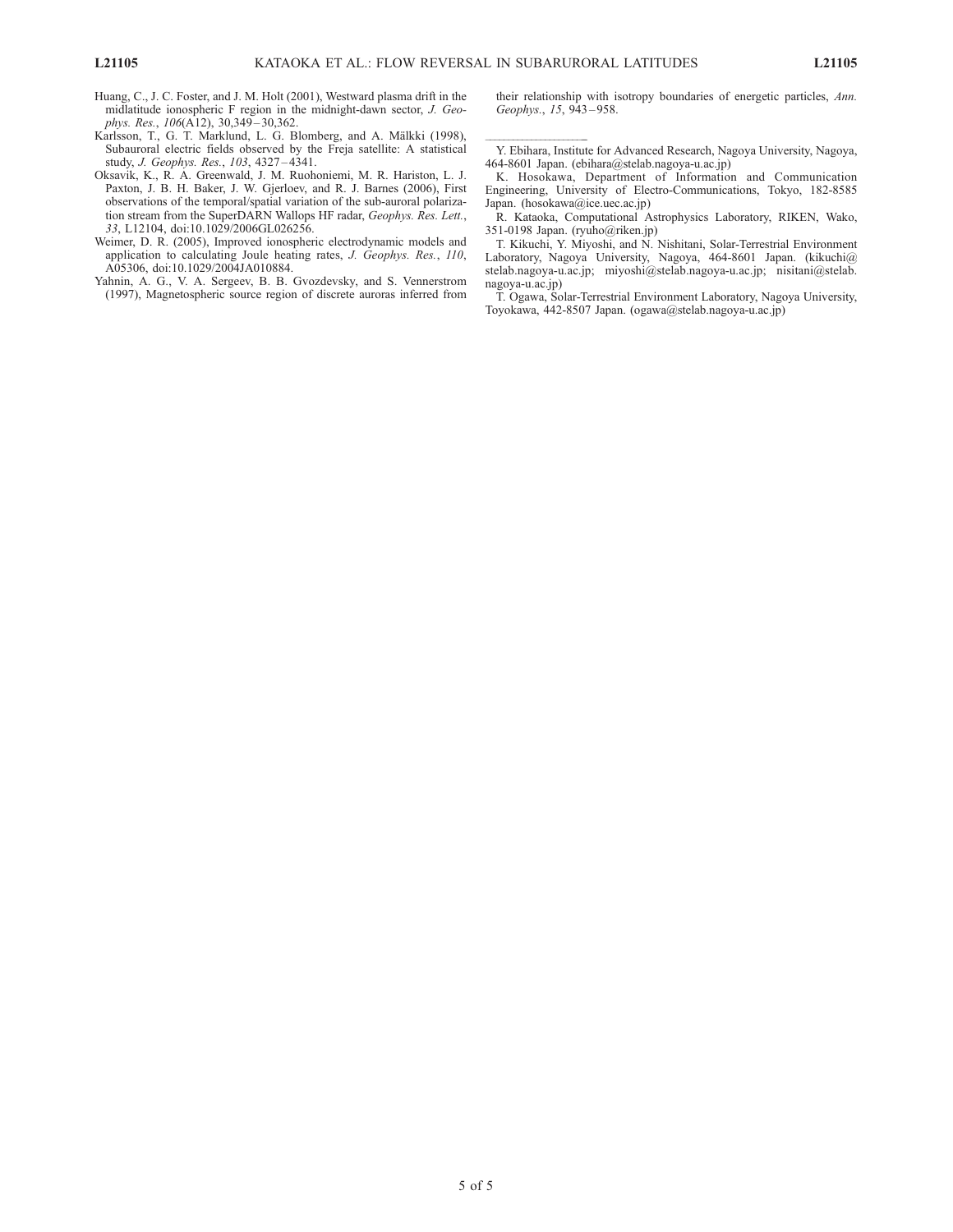Huang, C., J. C. Foster, and J. M. Holt (2001), Westward plasma drift in the midlatitude ionospheric F region in the midnight-dawn sector, *J. Geophys. Res.*, *106*(A12), 30,349–30,362.

Karlsson, T., G. T. Marklund, L. G. Blomberg, and A. Mälkki (1998), Subauroral electric fields observed by the Freja satellite: A statistical study, *J. Geophys. Res.*, *103*, 4327–4341.

Oksavik, K., R. A. Greenwald, J. M. Ruohoniemi, M. R. Hariston, L. J. Paxton, J. B. H. Baker, J. W. Gjerloev, and R. J. Barnes (2006), First observations of the temporal/spatial variation of the sub-auroral polarization stream from the SuperDARN Wallops HF radar, *Geophys. Res. Lett.*, *33*, L12104, doi:10.1029/2006GL026256.

Weimer, D. R. (2005), Improved ionospheric electrodynamic models and application to calculating Joule heating rates, *J. Geophys. Res.*, *110*, A05306, doi:10.1029/2004JA010884.

Yahnin, A. G., V. A. Sergeev, B. B. Gvozdevsky, and S. Vennerstrom (1997), Magnetospheric source region of discrete auroras inferred from their relationship with isotropy boundaries of energetic particles, *Ann. Geophys.*, *15*, 943–958.

---

Y. Ebihara, Institute for Advanced Research, Nagoya University, Nagoya, 464-8601 Japan. (ebihara@stelab.nagoya-u.ac.jp)

K. Hosokawa, Department of Information and Communication Engineering, University of Electro-Communications, Tokyo, 182-8585 Japan. (hosokawa@ice.uec.ac.jp)

R. Kataoka, Computational Astrophysics Laboratory, RIKEN, Wako, 351-0198 Japan. (ryuho@riken.jp)

T. Kikuchi, Y. Miyoshi, and N. Nishitani, Solar-Terrestrial Environment Laboratory, Nagoya University, Nagoya, 464-8601 Japan. (kikuchi@stelab.nagoya-u.ac.jp; miyoshi@stelab.nagoya-u.ac.jp; nisitani@stelab.nagoya-u.ac.jp)

T. Ogawa, Solar-Terrestrial Environment Laboratory, Nagoya University, Toyokawa, 442-8507 Japan. (ogawa@stelab.nagoya-u.ac.jp)